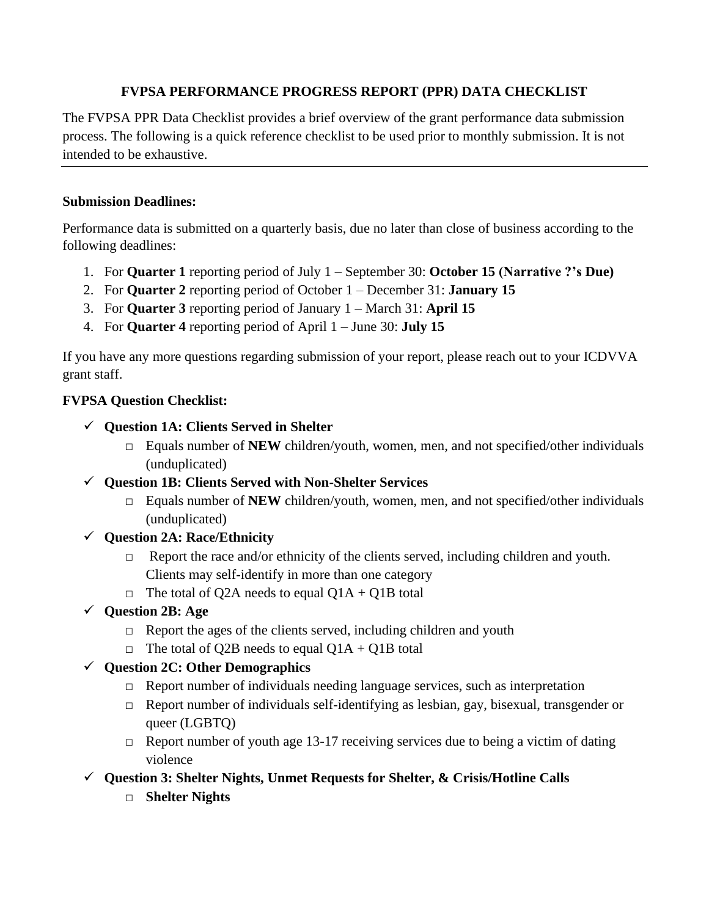# FVPSA PERFORMANCE PROGRESS REPORT (PPR) DATA CHECKLIST

The FVPSA PPR Data Checklist provides a brief overview of the grant performance data submission process. The following is a quick reference checklist to be used prior to monthly submission. It is not intended to be exhaustive.

---

**Submission Deadlines:**

Performance data is submitted on a quarterly basis, due no later than close of business according to the following deadlines:

1. For **Quarter 1** reporting period of July 1 – September 30: **October 15 (Narrative ?'s Due)**
2. For **Quarter 2** reporting period of October 1 – December 31: **January 15**
3. For **Quarter 3** reporting period of January 1 – March 31: **April 15**
4. For **Quarter 4** reporting period of April 1 – June 30: **July 15**

If you have any more questions regarding submission of your report, please reach out to your ICDVVA grant staff.

**FVPSA Question Checklist:**

- ✓ **Question 1A: Clients Served in Shelter**
  - □ Equals number of **NEW** children/youth, women, men, and not specified/other individuals (unduplicated)
- ✓ **Question 1B: Clients Served with Non-Shelter Services**
  - □ Equals number of **NEW** children/youth, women, men, and not specified/other individuals (unduplicated)
- ✓ **Question 2A: Race/Ethnicity**
  - □ Report the race and/or ethnicity of the clients served, including children and youth. Clients may self-identify in more than one category
  - □ The total of Q2A needs to equal Q1A + Q1B total
- ✓ **Question 2B: Age**
  - □ Report the ages of the clients served, including children and youth
  - □ The total of Q2B needs to equal Q1A + Q1B total
- ✓ **Question 2C: Other Demographics**
  - □ Report number of individuals needing language services, such as interpretation
  - □ Report number of individuals self-identifying as lesbian, gay, bisexual, transgender or queer (LGBTQ)
  - □ Report number of youth age 13-17 receiving services due to being a victim of dating violence
- ✓ **Question 3: Shelter Nights, Unmet Requests for Shelter, & Crisis/Hotline Calls**
  - □ **Shelter Nights**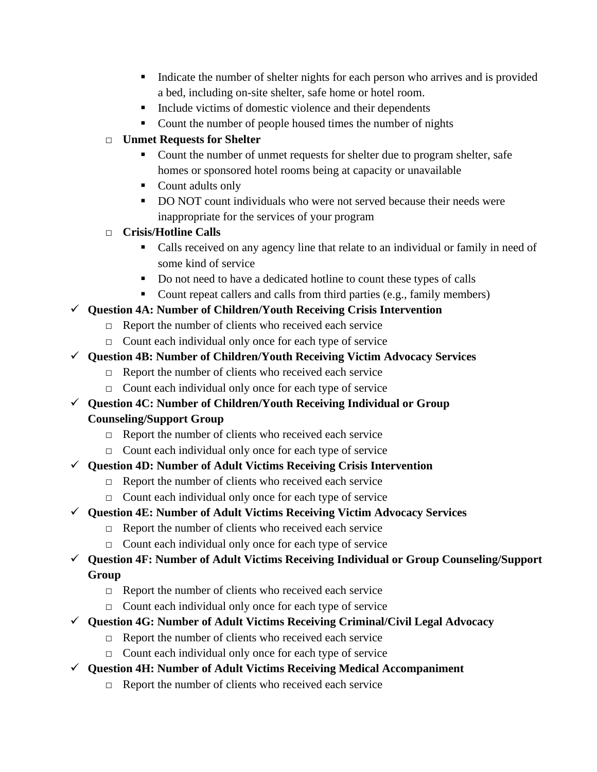- Indicate the number of shelter nights for each person who arrives and is provided a bed, including on-site shelter, safe home or hotel room.
        - Include victims of domestic violence and their dependents
        - Count the number of people housed times the number of nights
    - **Unmet Requests for Shelter**
        - Count the number of unmet requests for shelter due to program shelter, safe homes or sponsored hotel rooms being at capacity or unavailable
        - Count adults only
        - DO NOT count individuals who were not served because their needs were inappropriate for the services of your program
    - **Crisis/Hotline Calls**
        - Calls received on any agency line that relate to an individual or family in need of some kind of service
        - Do not need to have a dedicated hotline to count these types of calls
        - Count repeat callers and calls from third parties (e.g., family members)

- ✓ **Question 4A: Number of Children/Youth Receiving Crisis Intervention**
    - Report the number of clients who received each service
    - Count each individual only once for each type of service
- ✓ **Question 4B: Number of Children/Youth Receiving Victim Advocacy Services**
    - Report the number of clients who received each service
    - Count each individual only once for each type of service
- ✓ **Question 4C: Number of Children/Youth Receiving Individual or Group Counseling/Support Group**
    - Report the number of clients who received each service
    - Count each individual only once for each type of service
- ✓ **Question 4D: Number of Adult Victims Receiving Crisis Intervention**
    - Report the number of clients who received each service
    - Count each individual only once for each type of service
- ✓ **Question 4E: Number of Adult Victims Receiving Victim Advocacy Services**
    - Report the number of clients who received each service
    - Count each individual only once for each type of service
- ✓ **Question 4F: Number of Adult Victims Receiving Individual or Group Counseling/Support Group**
    - Report the number of clients who received each service
    - Count each individual only once for each type of service
- ✓ **Question 4G: Number of Adult Victims Receiving Criminal/Civil Legal Advocacy**
    - Report the number of clients who received each service
    - Count each individual only once for each type of service
- ✓ **Question 4H: Number of Adult Victims Receiving Medical Accompaniment**
    - Report the number of clients who received each service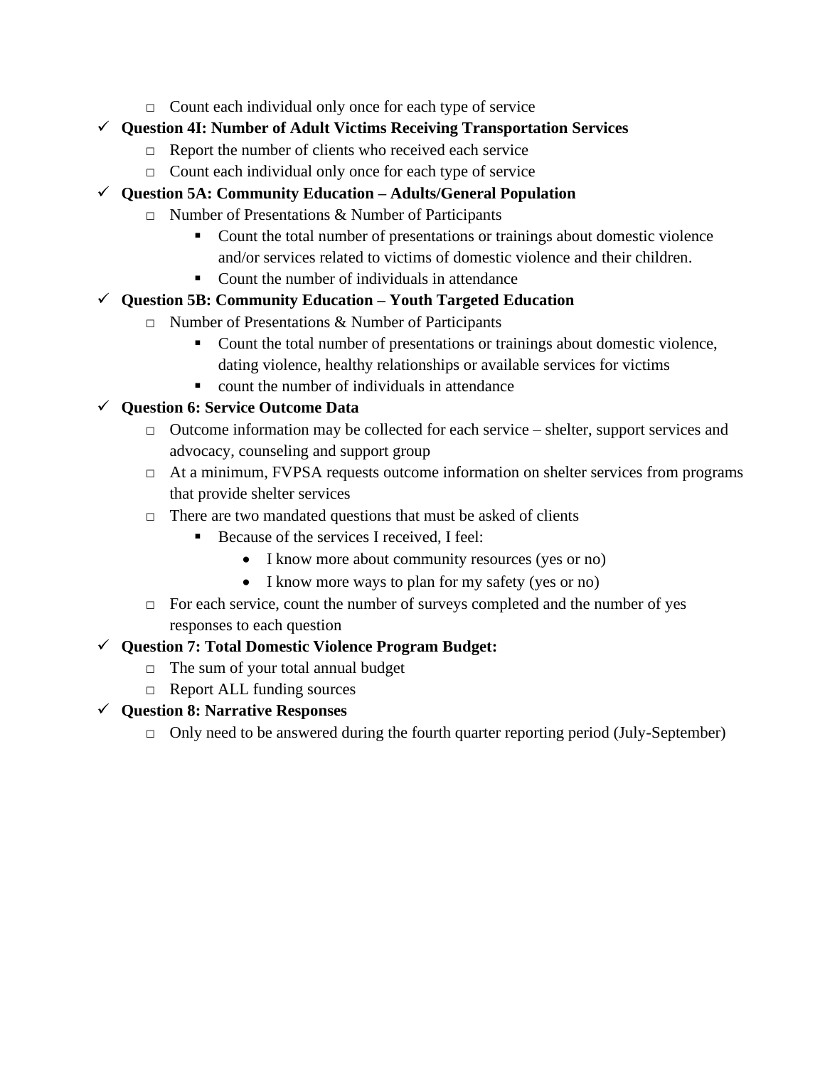- Count each individual only once for each type of service
- ✓ **Question 4I: Number of Adult Victims Receiving Transportation Services**
    - Report the number of clients who received each service
    - Count each individual only once for each type of service
- ✓ **Question 5A: Community Education – Adults/General Population**
    - Number of Presentations & Number of Participants
        - Count the total number of presentations or trainings about domestic violence and/or services related to victims of domestic violence and their children.
        - Count the number of individuals in attendance
- ✓ **Question 5B: Community Education – Youth Targeted Education**
    - Number of Presentations & Number of Participants
        - Count the total number of presentations or trainings about domestic violence, dating violence, healthy relationships or available services for victims
        - count the number of individuals in attendance
- ✓ **Question 6: Service Outcome Data**
    - Outcome information may be collected for each service – shelter, support services and advocacy, counseling and support group
    - At a minimum, FVPSA requests outcome information on shelter services from programs that provide shelter services
    - There are two mandated questions that must be asked of clients
        - Because of the services I received, I feel:
            - I know more about community resources (yes or no)
            - I know more ways to plan for my safety (yes or no)
    - For each service, count the number of surveys completed and the number of yes responses to each question
- ✓ **Question 7: Total Domestic Violence Program Budget:**
    - The sum of your total annual budget
    - Report ALL funding sources
- ✓ **Question 8: Narrative Responses**
    - Only need to be answered during the fourth quarter reporting period (July-September)